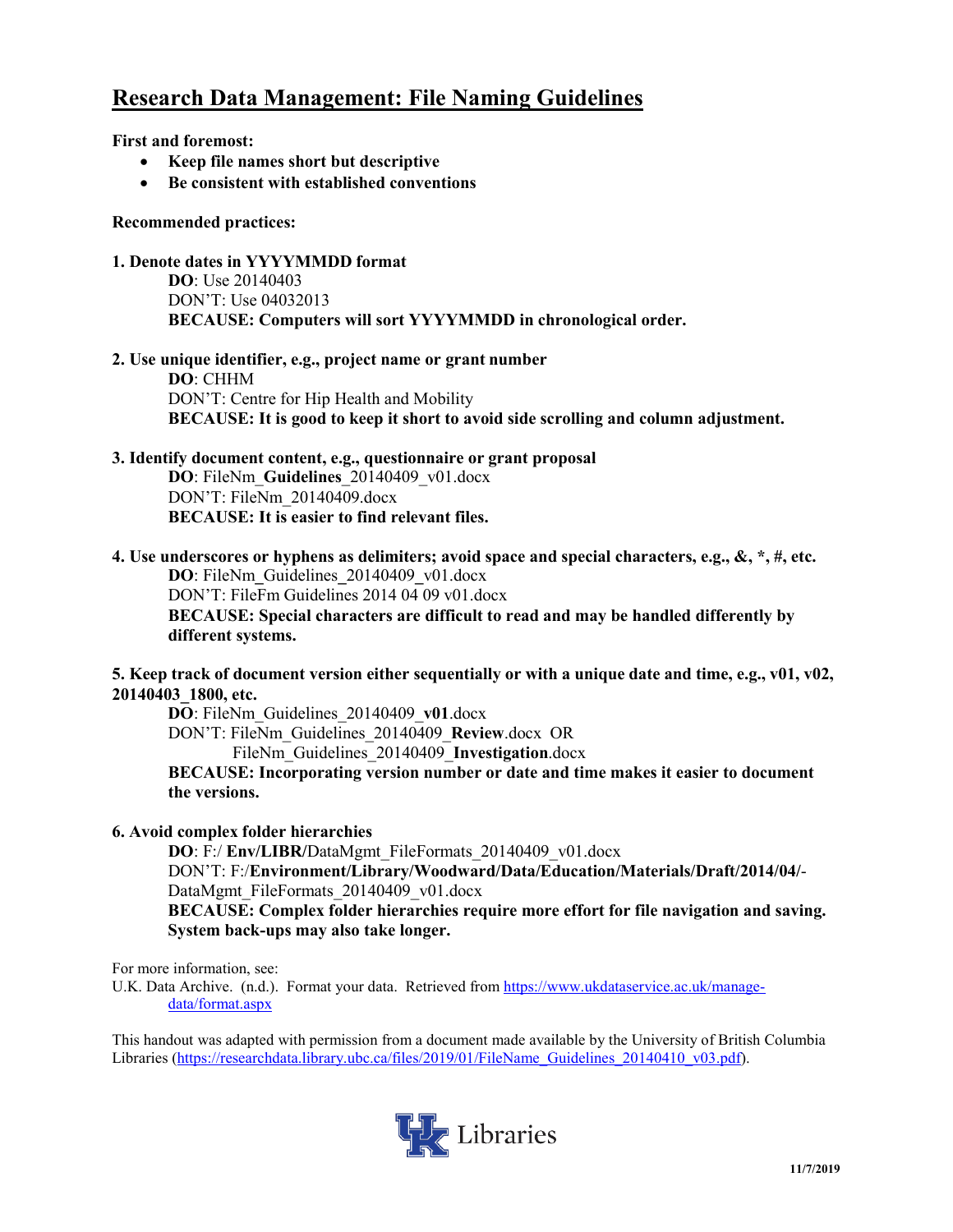# Research Data Management: File Naming Guidelines

**First and foremost:**

- **Keep file names short but descriptive**
- **Be consistent with established conventions**

**Recommended practices:**

**1. Denote dates in YYYYMMDD format**

**DO**: Use 20140403
DON'T: Use 04032013
**BECAUSE: Computers will sort YYYYMMDD in chronological order.**

**2. Use unique identifier, e.g., project name or grant number**

**DO**: CHHM
DON'T: Centre for Hip Health and Mobility
**BECAUSE: It is good to keep it short to avoid side scrolling and column adjustment.**

**3. Identify document content, e.g., questionnaire or grant proposal**

**DO**: FileNm_**Guidelines**_20140409_v01.docx
DON'T: FileNm_20140409.docx
**BECAUSE: It is easier to find relevant files.**

**4. Use underscores or hyphens as delimiters; avoid space and special characters, e.g., &, *, #, etc.**

**DO**: FileNm_Guidelines_20140409_v01.docx
DON'T: FileFm Guidelines 2014 04 09 v01.docx
**BECAUSE: Special characters are difficult to read and may be handled differently by different systems.**

**5. Keep track of document version either sequentially or with a unique date and time, e.g., v01, v02, 20140403_1800, etc.**

**DO**: FileNm_Guidelines_20140409_**v01**.docx
DON'T: FileNm_Guidelines_20140409_**Review**.docx OR
FileNm_Guidelines_20140409_**Investigation**.docx
**BECAUSE: Incorporating version number or date and time makes it easier to document the versions.**

**6. Avoid complex folder hierarchies**

**DO**: F:/ **Env/LIBR/**DataMgmt_FileFormats_20140409_v01.docx
DON'T: F:/**Environment/Library/Woodward/Data/Education/Materials/Draft/2014/04/**-DataMgmt_FileFormats_20140409_v01.docx
**BECAUSE: Complex folder hierarchies require more effort for file navigation and saving. System back-ups may also take longer.**

For more information, see:
U.K. Data Archive. (n.d.). Format your data. Retrieved from https://www.ukdataservice.ac.uk/manage-data/format.aspx

This handout was adapted with permission from a document made available by the University of British Columbia Libraries (https://researchdata.library.ubc.ca/files/2019/01/FileName_Guidelines_20140410_v03.pdf).

UK Libraries

**11/7/2019**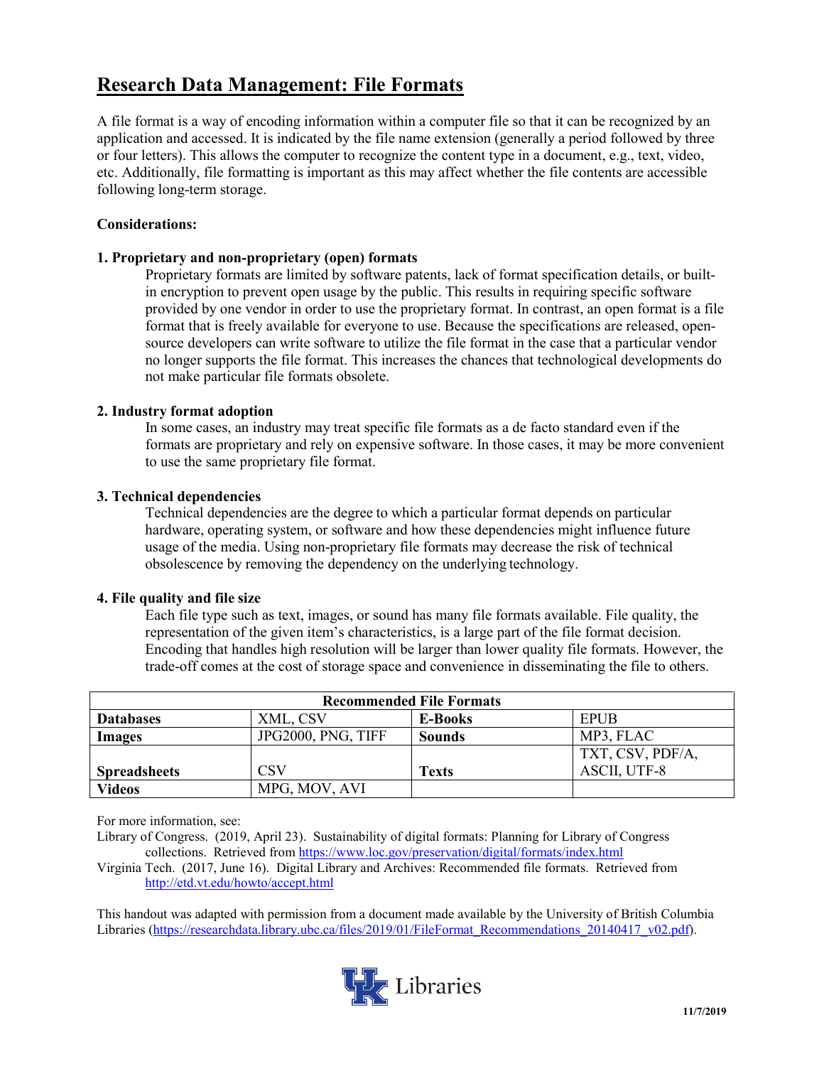# Research Data Management: File Formats

A file format is a way of encoding information within a computer file so that it can be recognized by an application and accessed. It is indicated by the file name extension (generally a period followed by three or four letters). This allows the computer to recognize the content type in a document, e.g., text, video, etc. Additionally, file formatting is important as this may affect whether the file contents are accessible following long-term storage.

**Considerations:**

**1. Proprietary and non-proprietary (open) formats**

Proprietary formats are limited by software patents, lack of format specification details, or built-in encryption to prevent open usage by the public. This results in requiring specific software provided by one vendor in order to use the proprietary format. In contrast, an open format is a file format that is freely available for everyone to use. Because the specifications are released, open-source developers can write software to utilize the file format in the case that a particular vendor no longer supports the file format. This increases the chances that technological developments do not make particular file formats obsolete.

**2. Industry format adoption**

In some cases, an industry may treat specific file formats as a de facto standard even if the formats are proprietary and rely on expensive software. In those cases, it may be more convenient to use the same proprietary file format.

**3. Technical dependencies**

Technical dependencies are the degree to which a particular format depends on particular hardware, operating system, or software and how these dependencies might influence future usage of the media. Using non-proprietary file formats may decrease the risk of technical obsolescence by removing the dependency on the underlying technology.

**4. File quality and file size**

Each file type such as text, images, or sound has many file formats available. File quality, the representation of the given item's characteristics, is a large part of the file format decision. Encoding that handles high resolution will be larger than lower quality file formats. However, the trade-off comes at the cost of storage space and convenience in disseminating the file to others.

| Recommended File Formats | | | |
|---|---|---|---|
| **Databases** | XML, CSV | **E-Books** | EPUB |
| **Images** | JPG2000, PNG, TIFF | **Sounds** | MP3, FLAC |
| **Spreadsheets** | CSV | **Texts** | TXT, CSV, PDF/A, ASCII, UTF-8 |
| **Videos** | MPG, MOV, AVI | | |

For more information, see:

Library of Congress. (2019, April 23). Sustainability of digital formats: Planning for Library of Congress collections. Retrieved from https://www.loc.gov/preservation/digital/formats/index.html

Virginia Tech. (2017, June 16). Digital Library and Archives: Recommended file formats. Retrieved from http://etd.vt.edu/howto/accept.html

This handout was adapted with permission from a document made available by the University of British Columbia Libraries (https://researchdata.library.ubc.ca/files/2019/01/FileFormat_Recommendations_20140417_v02.pdf).

UK Libraries

11/7/2019